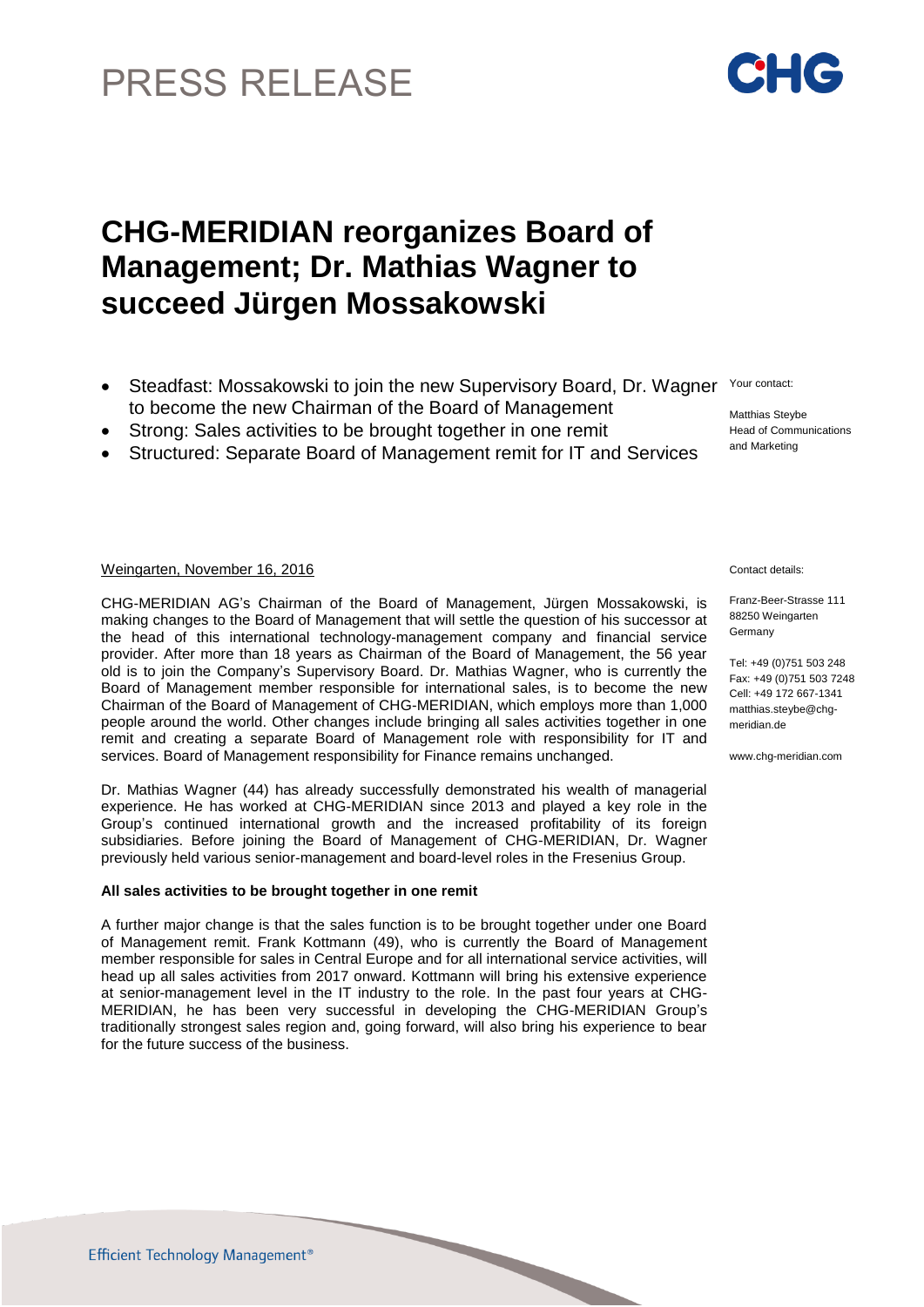# PRESS RELEASE

## CHG-MERIDIAN reorganizes Board of Management; Dr. Mathias Wagner to succeed Jürgen Mossakowski

- Steadfast: Mossakowski to join the new Supervisory Board, Dr. Wagner to become the new Chairman of the Board of Management
- Strong: Sales activities to be brought together in one remit
- Structured: Separate Board of Management remit for IT and Services

Your contact:

Matthias Steybe
Head of Communications and Marketing

Contact details:

Franz-Beer-Strasse 111
88250 Weingarten
Germany

Tel: +49 (0)751 503 248
Fax: +49 (0)751 503 7248
Cell: +49 172 667-1341
matthias.steybe@chg-meridian.de

www.chg-meridian.com

Weingarten, November 16, 2016

CHG-MERIDIAN AG's Chairman of the Board of Management, Jürgen Mossakowski, is making changes to the Board of Management that will settle the question of his successor at the head of this international technology-management company and financial service provider. After more than 18 years as Chairman of the Board of Management, the 56 year old is to join the Company's Supervisory Board. Dr. Mathias Wagner, who is currently the Board of Management member responsible for international sales, is to become the new Chairman of the Board of Management of CHG-MERIDIAN, which employs more than 1,000 people around the world. Other changes include bringing all sales activities together in one remit and creating a separate Board of Management role with responsibility for IT and services. Board of Management responsibility for Finance remains unchanged.

Dr. Mathias Wagner (44) has already successfully demonstrated his wealth of managerial experience. He has worked at CHG-MERIDIAN since 2013 and played a key role in the Group's continued international growth and the increased profitability of its foreign subsidiaries. Before joining the Board of Management of CHG-MERIDIAN, Dr. Wagner previously held various senior-management and board-level roles in the Fresenius Group.

**All sales activities to be brought together in one remit**

A further major change is that the sales function is to be brought together under one Board of Management remit. Frank Kottmann (49), who is currently the Board of Management member responsible for sales in Central Europe and for all international service activities, will head up all sales activities from 2017 onward. Kottmann will bring his extensive experience at senior-management level in the IT industry to the role. In the past four years at CHG-MERIDIAN, he has been very successful in developing the CHG-MERIDIAN Group's traditionally strongest sales region and, going forward, will also bring his experience to bear for the future success of the business.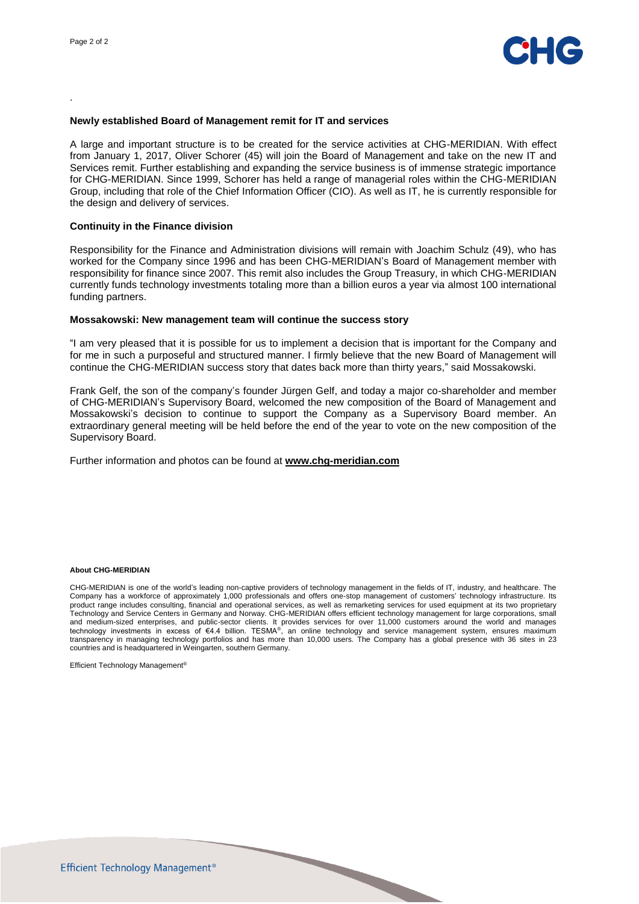**Newly established Board of Management remit for IT and services**

A large and important structure is to be created for the service activities at CHG-MERIDIAN. With effect from January 1, 2017, Oliver Schorer (45) will join the Board of Management and take on the new IT and Services remit. Further establishing and expanding the service business is of immense strategic importance for CHG-MERIDIAN. Since 1999, Schorer has held a range of managerial roles within the CHG-MERIDIAN Group, including that role of the Chief Information Officer (CIO). As well as IT, he is currently responsible for the design and delivery of services.

**Continuity in the Finance division**

Responsibility for the Finance and Administration divisions will remain with Joachim Schulz (49), who has worked for the Company since 1996 and has been CHG-MERIDIAN's Board of Management member with responsibility for finance since 2007. This remit also includes the Group Treasury, in which CHG-MERIDIAN currently funds technology investments totaling more than a billion euros a year via almost 100 international funding partners.

**Mossakowski: New management team will continue the success story**

"I am very pleased that it is possible for us to implement a decision that is important for the Company and for me in such a purposeful and structured manner. I firmly believe that the new Board of Management will continue the CHG-MERIDIAN success story that dates back more than thirty years," said Mossakowski.

Frank Gelf, the son of the company's founder Jürgen Gelf, and today a major co-shareholder and member of CHG-MERIDIAN's Supervisory Board, welcomed the new composition of the Board of Management and Mossakowski's decision to continue to support the Company as a Supervisory Board member. An extraordinary general meeting will be held before the end of the year to vote on the new composition of the Supervisory Board.

Further information and photos can be found at **www.chg-meridian.com**

**About CHG-MERIDIAN**

CHG-MERIDIAN is one of the world's leading non-captive providers of technology management in the fields of IT, industry, and healthcare. The Company has a workforce of approximately 1,000 professionals and offers one-stop management of customers' technology infrastructure. Its product range includes consulting, financial and operational services, as well as remarketing services for used equipment at its two proprietary Technology and Service Centers in Germany and Norway. CHG-MERIDIAN offers efficient technology management for large corporations, small and medium-sized enterprises, and public-sector clients. It provides services for over 11,000 customers around the world and manages technology investments in excess of €4.4 billion. TESMA®, an online technology and service management system, ensures maximum transparency in managing technology portfolios and has more than 10,000 users. The Company has a global presence with 36 sites in 23 countries and is headquartered in Weingarten, southern Germany.

Efficient Technology Management®